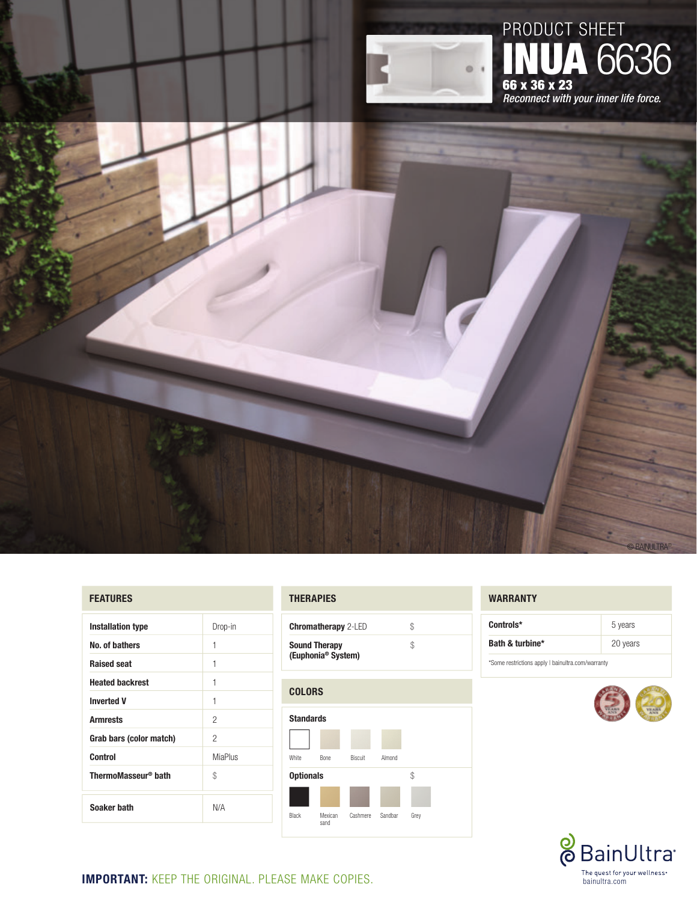PRODUCT SHEET

# INUA 6636

**66 x 36 x 23**

*Reconnect with your inner life force.*

© BAINULTRA®

## FEATURES

| Feature | Value |
|---|---|
| **Installation type** | Drop-in |
| **No. of bathers** | 1 |
| **Raised seat** | 1 |
| **Heated backrest** | 1 |
| **Inverted V** | 1 |
| **Armrests** | 2 |
| **Grab bars (color match)** | 2 |
| **Control** | MiaPlus |
| **ThermoMasseur® bath** | $ |
| **Soaker bath** | N/A |

## THERAPIES

| Therapy | |
|---|---|
| **Chromatherapy** 2-LED | $ |
| **Sound Therapy (Euphonia® System)** | $ |

## COLORS

**Standards**

White, Bone, Biscuit, Almond

**Optionals** $

Black, Mexican sand, Cashmere, Sandbar, Grey

## WARRANTY

| Component | Warranty |
|---|---|
| **Controls*** | 5 years |
| **Bath & turbine*** | 20 years |

*Some restrictions apply | bainultra.com/warranty

**IMPORTANT:** KEEP THE ORIGINAL. PLEASE MAKE COPIES.

BainUltra®
The quest for your wellness®
bainultra.com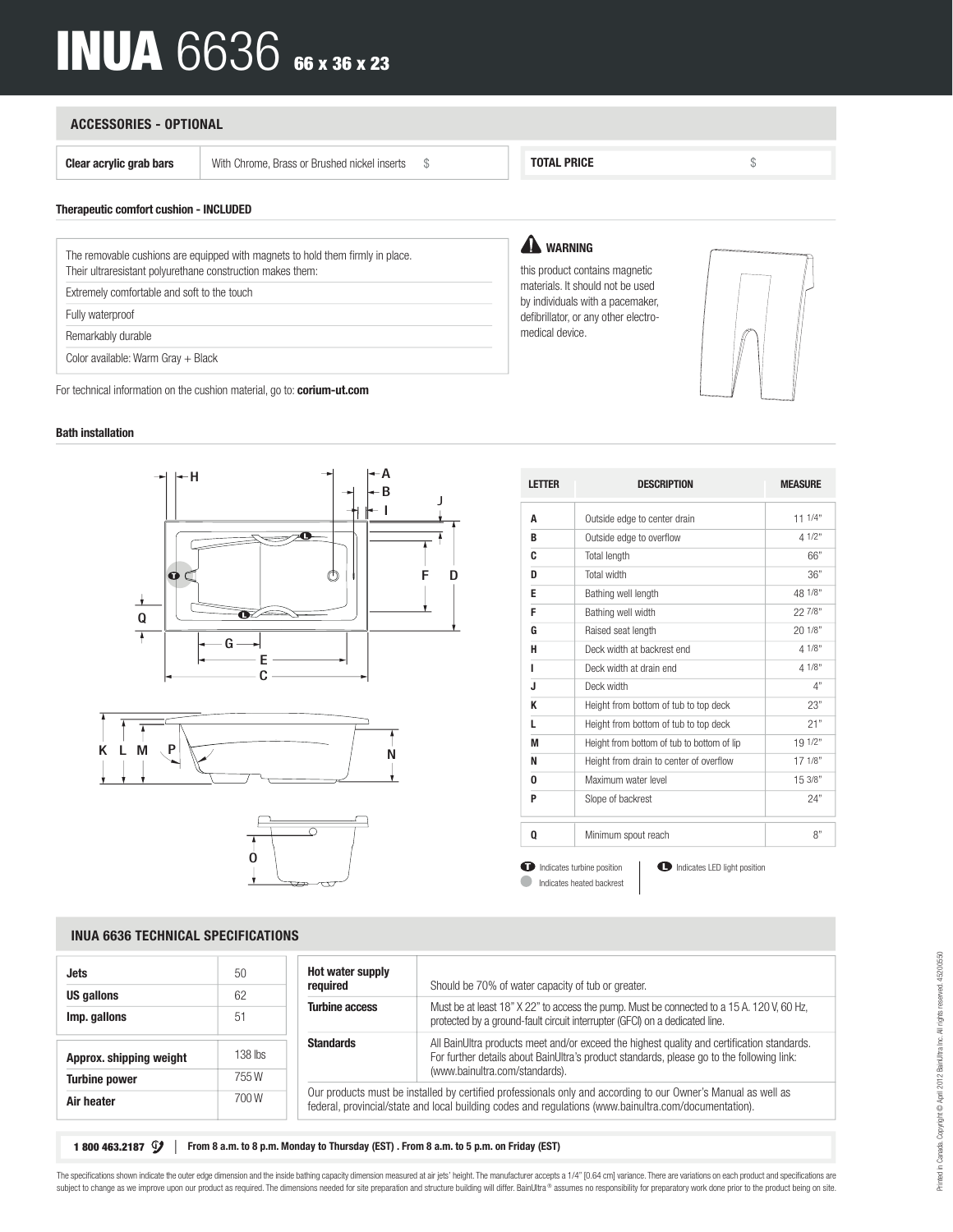# INUA 6636 66 x 36 x 23

## ACCESSORIES - OPTIONAL

| | | |
|---|---|---|
| **Clear acrylic grab bars** | With Chrome, Brass or Brushed nickel inserts | $ |

| | |
|---|---|
| **TOTAL PRICE** | $ |

### Therapeutic comfort cushion - INCLUDED

| |
|---|
| The removable cushions are equipped with magnets to hold them firmly in place. Their ultraresistant polyurethane construction makes them: |
| Extremely comfortable and soft to the touch |
| Fully waterproof |
| Remarkably durable |
| Color available: Warm Gray + Black |

For technical information on the cushion material, go to: **corium-ut.com**

**WARNING**

this product contains magnetic materials. It should not be used by individuals with a pacemaker, defibrillator, or any other electro-medical device.

### Bath installation

H A B I J F D Q G E C

K L M P N

O

| LETTER | DESCRIPTION | MEASURE |
|---|---|---|
| A | Outside edge to center drain | 11 1/4" |
| B | Outside edge to overflow | 4 1/2" |
| C | Total length | 66" |
| D | Total width | 36" |
| E | Bathing well length | 48 1/8" |
| F | Bathing well width | 22 7/8" |
| G | Raised seat length | 20 1/8" |
| H | Deck width at backrest end | 4 1/8" |
| I | Deck width at drain end | 4 1/8" |
| J | Deck width | 4" |
| K | Height from bottom of tub to top deck | 23" |
| L | Height from bottom of tub to top deck | 21" |
| M | Height from bottom of tub to bottom of lip | 19 1/2" |
| N | Height from drain to center of overflow | 17 1/8" |
| O | Maximum water level | 15 3/8" |
| P | Slope of backrest | 24" |
| Q | Minimum spout reach | 8" |

T Indicates turbine position

Indicates heated backrest

L Indicates LED light position

## INUA 6636 TECHNICAL SPECIFICATIONS

| | |
|---|---|
| **Jets** | 50 |
| **US gallons** | 62 |
| **Imp. gallons** | 51 |
| **Approx. shipping weight** | 138 lbs |
| **Turbine power** | 755 W |
| **Air heater** | 700 W |

| | |
|---|---|
| **Hot water supply required** | Should be 70% of water capacity of tub or greater. |
| **Turbine access** | Must be at least 18" X 22" to access the pump. Must be connected to a 15 A. 120 V, 60 Hz, protected by a ground-fault circuit interrupter (GFCI) on a dedicated line. |
| **Standards** | All BainUltra products meet and/or exceed the highest quality and certification standards. For further details about BainUltra's product standards, please go to the following link: (www.bainultra.com/standards). |

Our products must be installed by certified professionals only and according to our Owner's Manual as well as federal, provincial/state and local building codes and regulations (www.bainultra.com/documentation).

**1 800 463.2187** | **From 8 a.m. to 8 p.m. Monday to Thursday (EST) . From 8 a.m. to 5 p.m. on Friday (EST)**

The specifications shown indicate the outer edge dimension and the inside bathing capacity dimension measured at air jets' height. The manufacturer accepts a 1/4" [0.64 cm] variance. There are variations on each product and specifications are subject to change as we improve upon our product as required. The dimensions needed for site preparation and structure building will differ. BainUltra® assumes no responsibility for preparatory work done prior to the product being on site.

Printed in Canada. Copyright © April 2012 BainUltra Inc. All rights reserved. 45200550